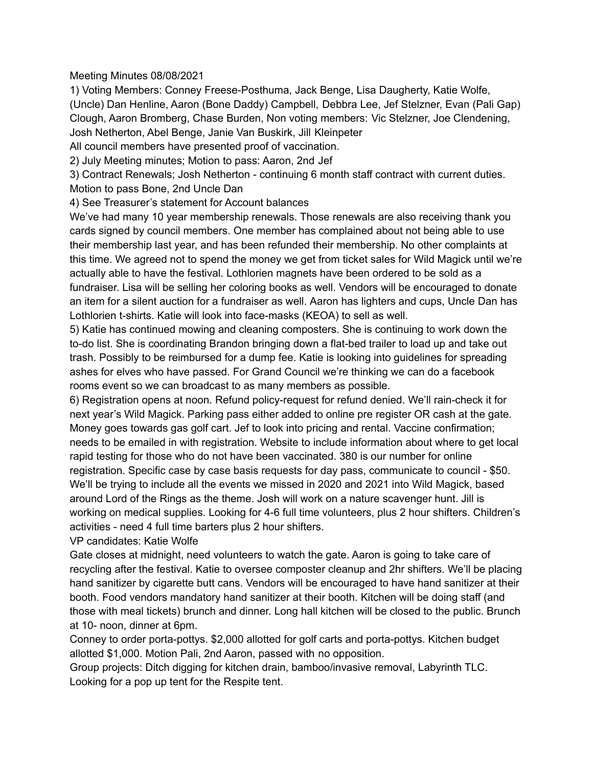Meeting Minutes 08/08/2021

1) Voting Members: Conney Freese-Posthuma, Jack Benge, Lisa Daugherty, Katie Wolfe, (Uncle) Dan Henline, Aaron (Bone Daddy) Campbell, Debbra Lee, Jef Stelzner, Evan (Pali Gap) Clough, Aaron Bromberg, Chase Burden, Non voting members: Vic Stelzner, Joe Clendening, Josh Netherton, Abel Benge, Janie Van Buskirk, Jill Kleinpeter

All council members have presented proof of vaccination.

2) July Meeting minutes; Motion to pass: Aaron, 2nd Jef

3) Contract Renewals; Josh Netherton - continuing 6 month staff contract with current duties. Motion to pass Bone, 2nd Uncle Dan

4) See Treasurer's statement for Account balances

We've had many 10 year membership renewals. Those renewals are also receiving thank you cards signed by council members. One member has complained about not being able to use their membership last year, and has been refunded their membership. No other complaints at this time. We agreed not to spend the money we get from ticket sales for Wild Magick until we're actually able to have the festival. Lothlorien magnets have been ordered to be sold as a fundraiser. Lisa will be selling her coloring books as well. Vendors will be encouraged to donate an item for a silent auction for a fundraiser as well. Aaron has lighters and cups, Uncle Dan has Lothlorien t-shirts. Katie will look into face-masks (KEOA) to sell as well.

5) Katie has continued mowing and cleaning composters. She is continuing to work down the to-do list. She is coordinating Brandon bringing down a flat-bed trailer to load up and take out trash. Possibly to be reimbursed for a dump fee. Katie is looking into guidelines for spreading ashes for elves who have passed. For Grand Council we're thinking we can do a facebook rooms event so we can broadcast to as many members as possible.

6) Registration opens at noon. Refund policy-request for refund denied. We'll rain-check it for next year's Wild Magick. Parking pass either added to online pre register OR cash at the gate. Money goes towards gas golf cart. Jef to look into pricing and rental. Vaccine confirmation; needs to be emailed in with registration. Website to include information about where to get local rapid testing for those who do not have been vaccinated. 380 is our number for online registration. Specific case by case basis requests for day pass, communicate to council - $50. We'll be trying to include all the events we missed in 2020 and 2021 into Wild Magick, based around Lord of the Rings as the theme. Josh will work on a nature scavenger hunt. Jill is working on medical supplies. Looking for 4-6 full time volunteers, plus 2 hour shifters. Children's activities - need 4 full time barters plus 2 hour shifters.

VP candidates: Katie Wolfe

Gate closes at midnight, need volunteers to watch the gate. Aaron is going to take care of recycling after the festival. Katie to oversee composter cleanup and 2hr shifters. We'll be placing hand sanitizer by cigarette butt cans. Vendors will be encouraged to have hand sanitizer at their booth. Food vendors mandatory hand sanitizer at their booth. Kitchen will be doing staff (and those with meal tickets) brunch and dinner. Long hall kitchen will be closed to the public. Brunch at 10- noon, dinner at 6pm.

Conney to order porta-pottys. $2,000 allotted for golf carts and porta-pottys. Kitchen budget allotted $1,000. Motion Pali, 2nd Aaron, passed with no opposition.

Group projects: Ditch digging for kitchen drain, bamboo/invasive removal, Labyrinth TLC. Looking for a pop up tent for the Respite tent.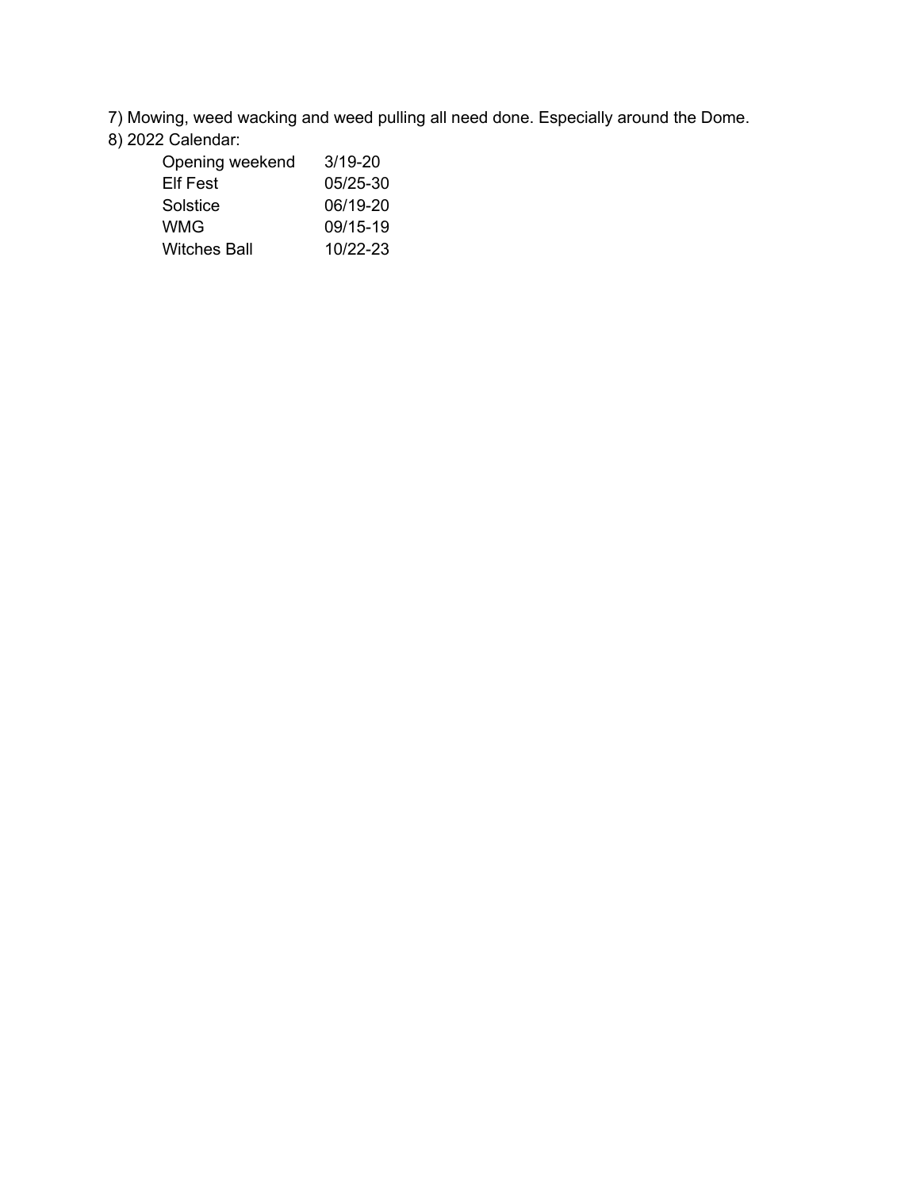7) Mowing, weed wacking and weed pulling all need done. Especially around the Dome.

8) 2022 Calendar:

| | |
|---|---|
| Opening weekend | 3/19-20 |
| Elf Fest | 05/25-30 |
| Solstice | 06/19-20 |
| WMG | 09/15-19 |
| Witches Ball | 10/22-23 |